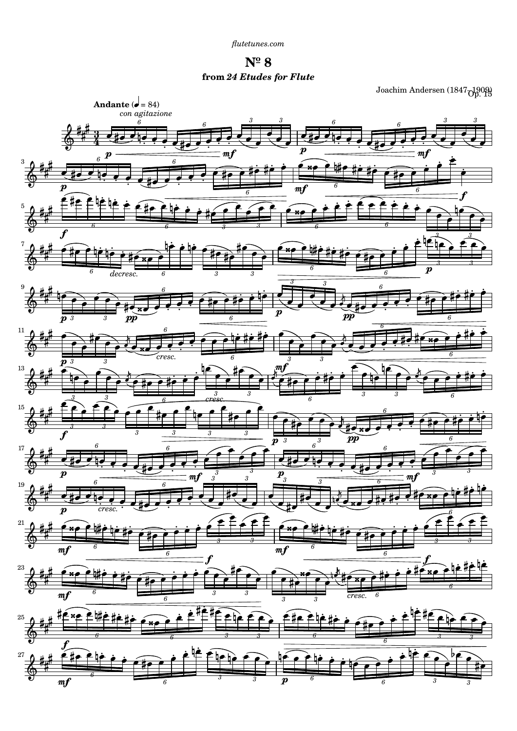flutetunes.com

# Nº 8

### from *24 Etudes for Flute*

Joachim Andersen (1847–1909)
Op. 15

**Andante** (♩ = 84)
*con agitazione*